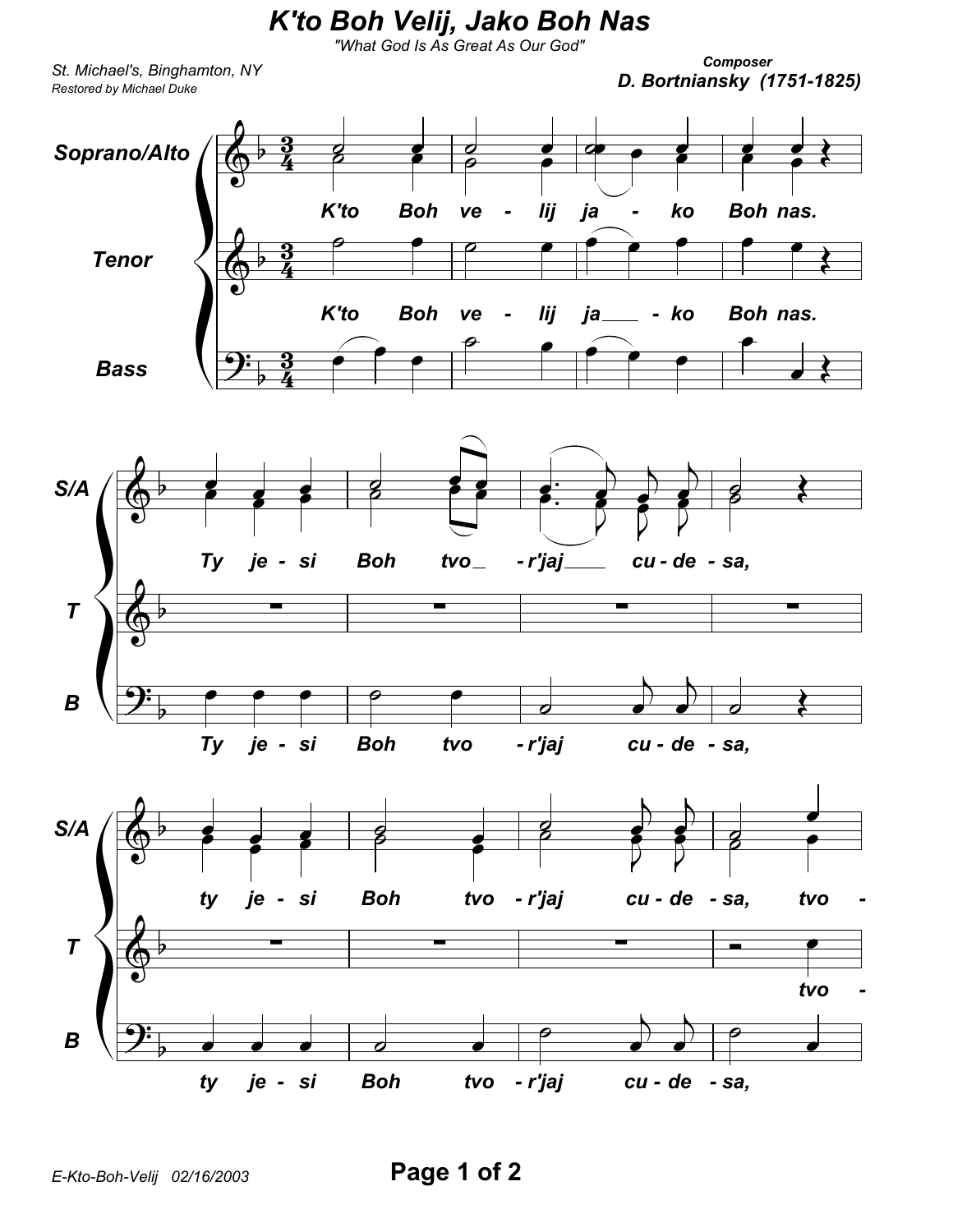# K'to Boh Velij, Jako Boh Nas

*"What God Is As Great As Our God"*

*St. Michael's, Binghamton, NY*
*Restored by Michael Duke*

**Composer**
**D. Bortniansky (1751-1825)**

**Soprano/Alto**
**Tenor**
**Bass**

K'to Boh ve - lij ja - ko Boh nas.

K'to Boh ve - lij ja - ko Boh nas.

**S/A**
**T**
**B**

Ty je - si Boh tvo - r'jaj cu - de - sa,

Ty je - si Boh tvo - r'jaj cu - de - sa,

**S/A**
**T**
**B**

ty je - si Boh tvo - r'jaj cu - de - sa, tvo -

tvo -

ty je - si Boh tvo - r'jaj cu - de - sa,

E-Kto-Boh-Velij 02/16/2003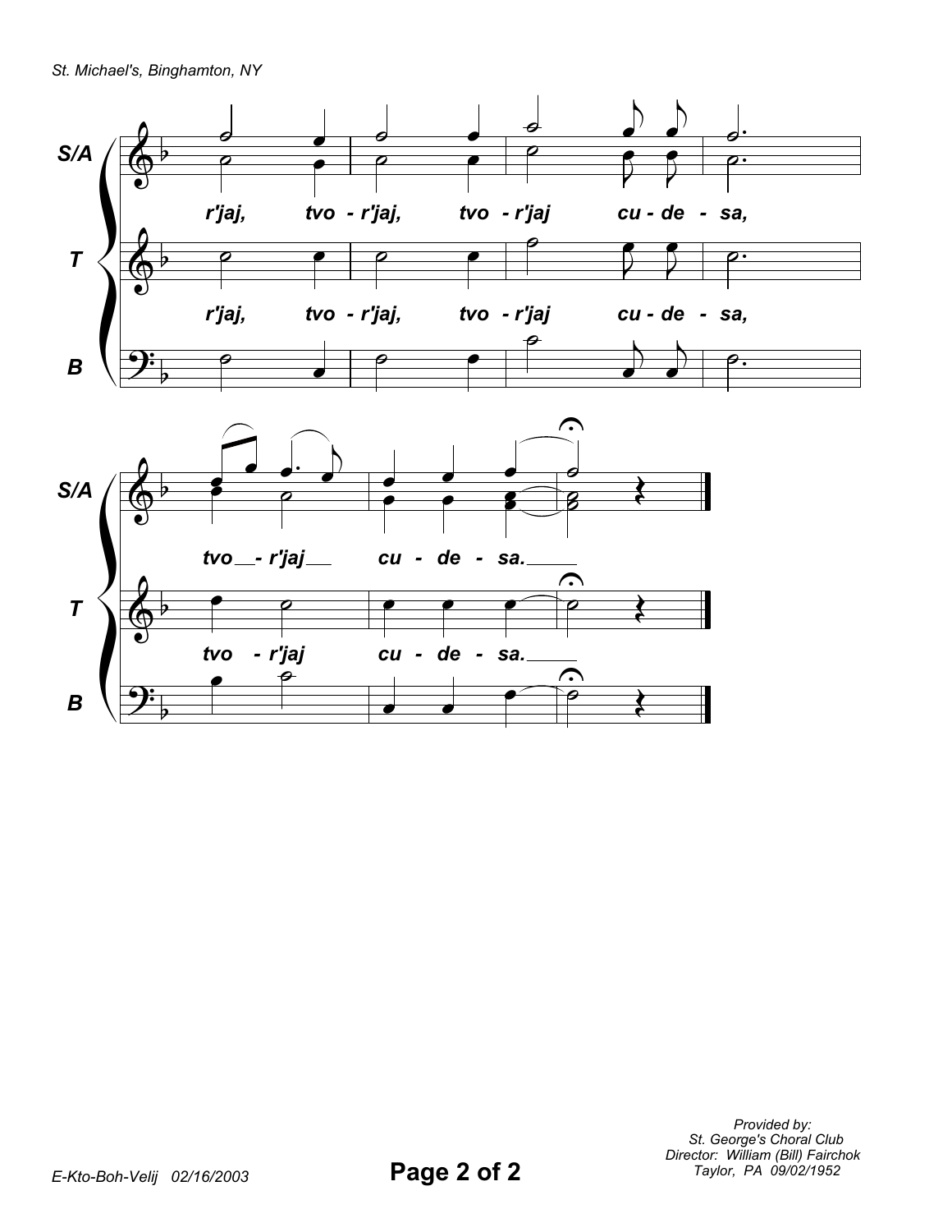St. Michael's, Binghamton, NY

S/A

r'jaj, tvo - r'jaj, tvo - r'jaj cu - de - sa,

T

r'jaj, tvo - r'jaj, tvo - r'jaj cu - de - sa,

B

S/A

tvo - r'jaj cu - de - sa.

T

tvo - r'jaj cu - de - sa.

B

E-Kto-Boh-Velij 02/16/2003

Provided by:
St. George's Choral Club
Director: William (Bill) Fairchok
Taylor, PA 09/02/1952